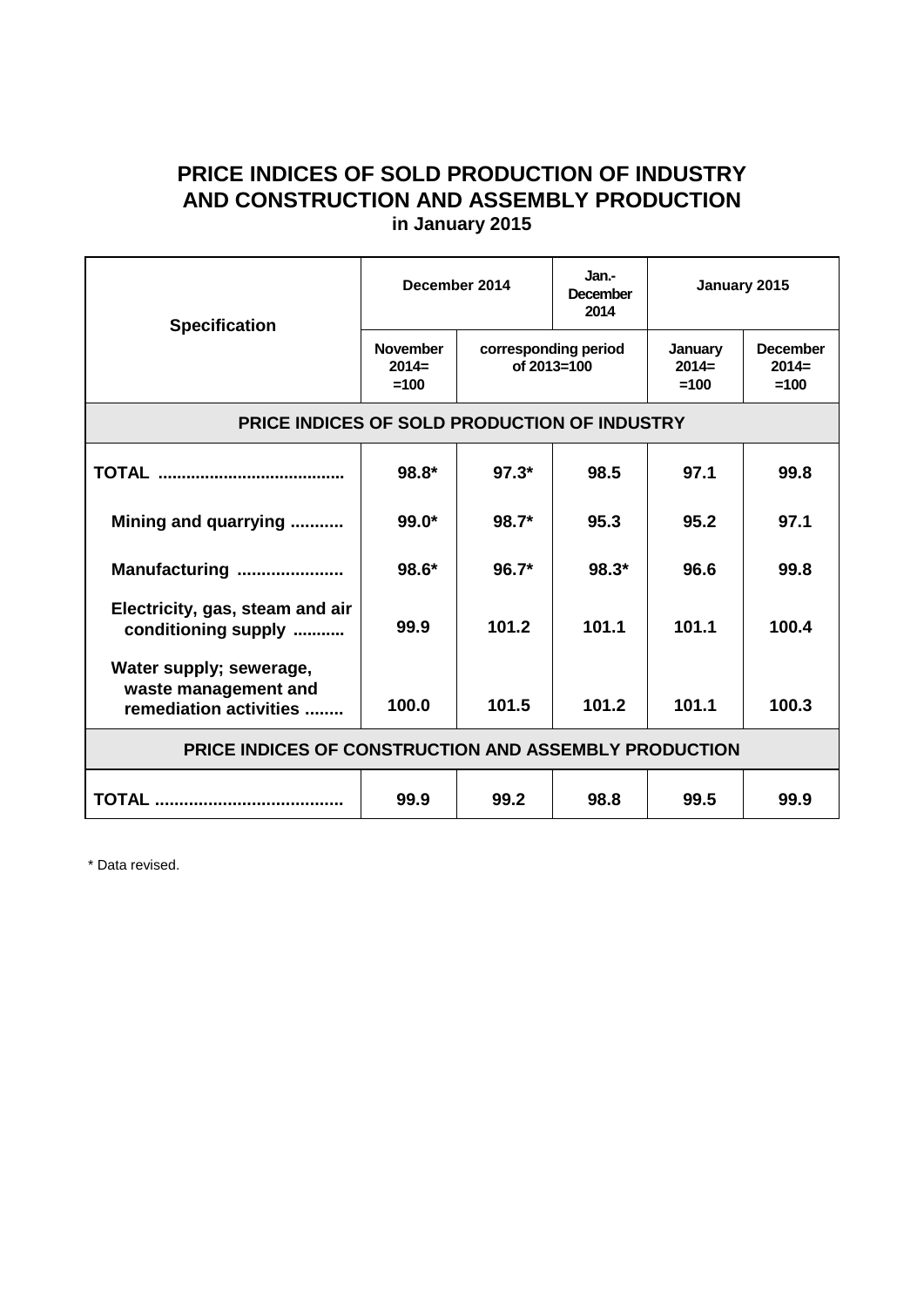# PRICE INDICES OF SOLD PRODUCTION OF INDUSTRY AND CONSTRUCTION AND ASSEMBLY PRODUCTION

### in January 2015

| Specification | December 2014 | | Jan.-December 2014 | January 2015 | |
|---|---|---|---|---|---|
| | November 2014= =100 | corresponding period of 2013=100 | | January 2014= =100 | December 2014= =100 |
| **PRICE INDICES OF SOLD PRODUCTION OF INDUSTRY** | | | | | |
| **TOTAL .......................................** | 98.8* | 97.3* | 98.5 | 97.1 | 99.8 |
| Mining and quarrying ........... | 99.0* | 98.7* | 95.3 | 95.2 | 97.1 |
| Manufacturing ...................... | 98.6* | 96.7* | 98.3* | 96.6 | 99.8 |
| Electricity, gas, steam and air conditioning supply ........... | 99.9 | 101.2 | 101.1 | 101.1 | 100.4 |
| Water supply; sewerage, waste management and remediation activities ........ | 100.0 | 101.5 | 101.2 | 101.1 | 100.3 |
| **PRICE INDICES OF CONSTRUCTION AND ASSEMBLY PRODUCTION** | | | | | |
| **TOTAL .......................................** | 99.9 | 99.2 | 98.8 | 99.5 | 99.9 |

\* Data revised.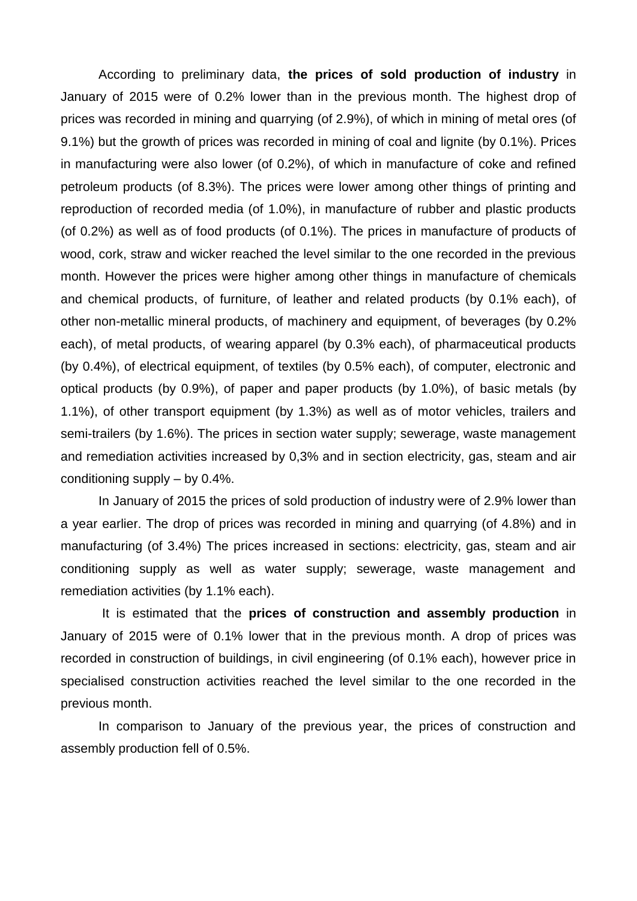According to preliminary data, **the prices of sold production of industry** in January of 2015 were of 0.2% lower than in the previous month. The highest drop of prices was recorded in mining and quarrying (of 2.9%), of which in mining of metal ores (of 9.1%) but the growth of prices was recorded in mining of coal and lignite (by 0.1%). Prices in manufacturing were also lower (of 0.2%), of which in manufacture of coke and refined petroleum products (of 8.3%). The prices were lower among other things of printing and reproduction of recorded media (of 1.0%), in manufacture of rubber and plastic products (of 0.2%) as well as of food products (of 0.1%). The prices in manufacture of products of wood, cork, straw and wicker reached the level similar to the one recorded in the previous month. However the prices were higher among other things in manufacture of chemicals and chemical products, of furniture, of leather and related products (by 0.1% each), of other non-metallic mineral products, of machinery and equipment, of beverages (by 0.2% each), of metal products, of wearing apparel (by 0.3% each), of pharmaceutical products (by 0.4%), of electrical equipment, of textiles (by 0.5% each), of computer, electronic and optical products (by 0.9%), of paper and paper products (by 1.0%), of basic metals (by 1.1%), of other transport equipment (by 1.3%) as well as of motor vehicles, trailers and semi-trailers (by 1.6%). The prices in section water supply; sewerage, waste management and remediation activities increased by 0,3% and in section electricity, gas, steam and air conditioning supply – by 0.4%.

In January of 2015 the prices of sold production of industry were of 2.9% lower than a year earlier. The drop of prices was recorded in mining and quarrying (of 4.8%) and in manufacturing (of 3.4%) The prices increased in sections: electricity, gas, steam and air conditioning supply as well as water supply; sewerage, waste management and remediation activities (by 1.1% each).

It is estimated that the **prices of construction and assembly production** in January of 2015 were of 0.1% lower that in the previous month. A drop of prices was recorded in construction of buildings, in civil engineering (of 0.1% each), however price in specialised construction activities reached the level similar to the one recorded in the previous month.

In comparison to January of the previous year, the prices of construction and assembly production fell of 0.5%.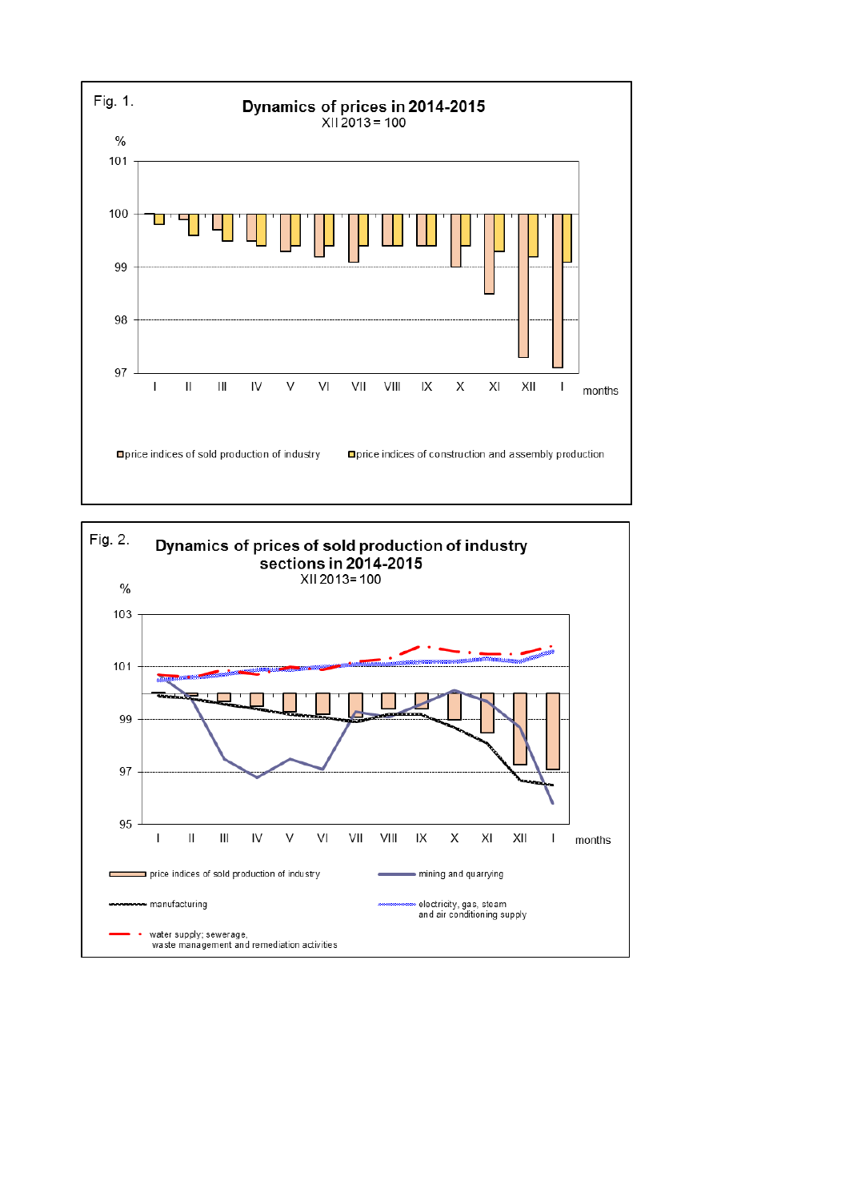Fig. 1.

**Dynamics of prices in 2014-2015**

XII 2013 = 100

%

101

100

99

98

97

I II III IV V VI VII VIII IX X XI XII I

months

price indices of sold production of industry

price indices of construction and assembly production

Fig. 2.

**Dynamics of prices of sold production of industry sections in 2014-2015**

XII 2013= 100

%

103

101

99

97

95

I II III IV V VI VII VIII IX X XI XII I

months

price indices of sold production of industry

mining and quarrying

manufacturing

electricity, gas, steam and air conditioning supply

water supply; sewerage, waste management and remediation activities